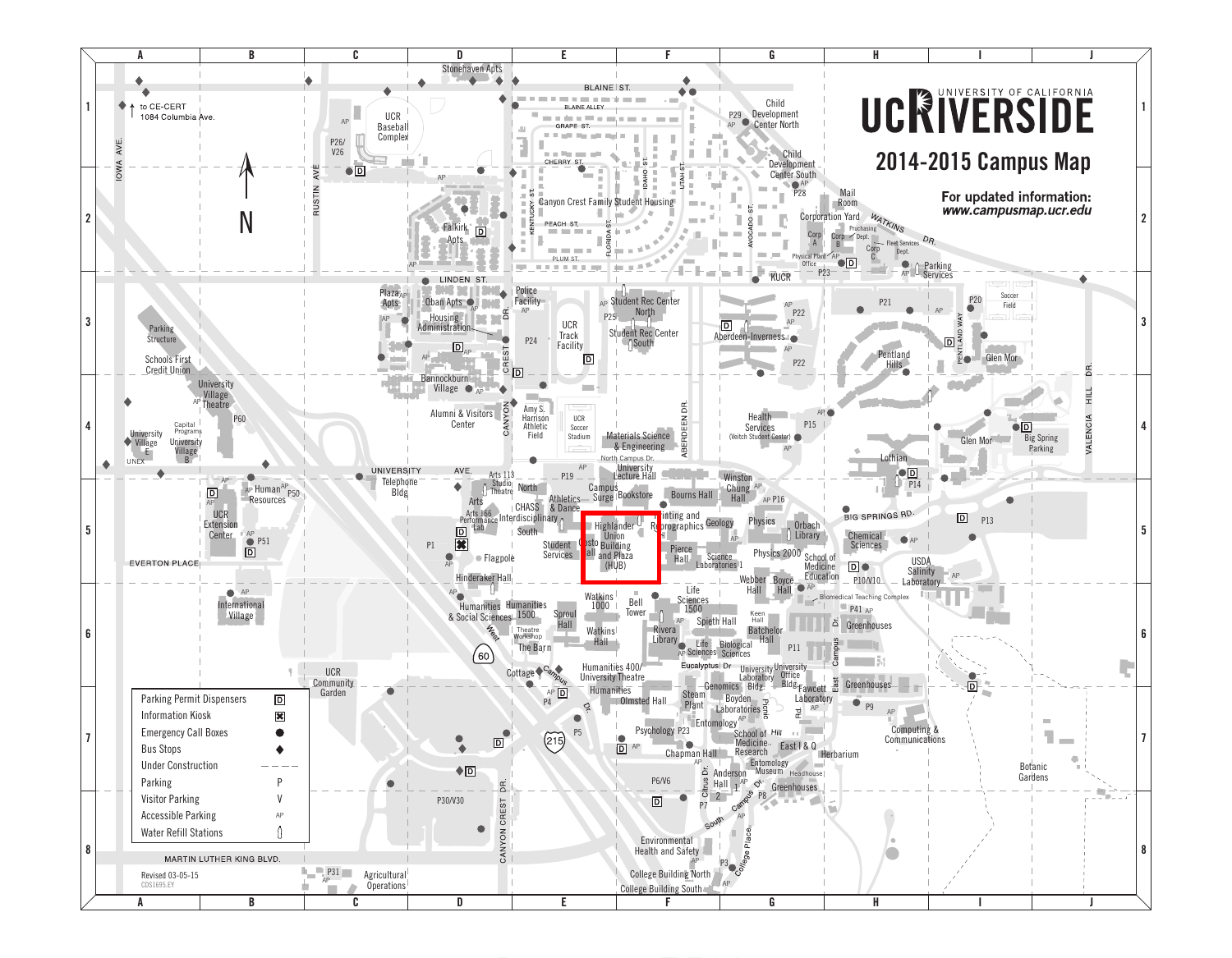# UCRIVERSIDE

UNIVERSITY OF CALIFORNIA

## 2014-2015 Campus Map

**For updated information:**
***www.campusmap.ucr.edu***

| Legend | |
|---|---|
| Parking Permit Dispensers | D |
| Information Kiosk | ✖ |
| Emergency Call Boxes | ● |
| Bus Stops | ◆ |
| Under Construction | – – – – |
| Parking | P |
| Visitor Parking | V |
| Accessible Parking | AP |
| Water Refill Stations | |

↑ to CE-CERT 1084 Columbia Ave.

N

Stonehaven Apts, BLAINE ST., BLAINE ALLEY, GRAPE ST., CHERRY ST., PEACH ST., PLUM ST., KENTUCKY ST., FLORIDA ST., IDAHO ST., UTAH ST., AVOCADO ST., IOWA AVE., RUSTIN AVE, UCR Baseball Complex, P26/V26, Canyon Crest Family Student Housing, Falkirk Apts, Child Development Center North, P29, Child Development Center South, P28, Mail Room, Corporation Yard, Corp A, Corp B, Corp C, Purchasing Dept., Fleet Services Dept., Physical Plant Office, P23, WATKINS DR., Parking Services, KUCR, LINDEN ST., Plaza Apts, Oban Apts, Housing Administration, Police Facility, P24, UCR Track Facility, P25, Student Rec Center North, Student Rec Center South, Aberdeen-Inverness, P22, P21, Soccer Field, P20, PENTLAND WAY, Pentland Hills, Glen Mor, Parking Structure, Schools First Credit Union, University Village Theatre, P60, Bannockburn Village, CANYON CREST DR., Alumni & Visitors Center, Amy S. Harrison Athletic Field, UCR Soccer Stadium, Materials Science & Engineering, North Campus Dr., ABERDEEN DR., Health Services (Veitch Student Center), P15, Big Spring Parking, VALENCIA HILL DR., University Village E, Capital Programs, University Village B, UNEX, UNIVERSITY AVE., Telephone Bldg, Arts 113 Studio Theatre, P19, University Lecture Hall, Lothian, P14, UCR Extension Center, Human Resources, P50, P51, Arts, Arts 166 Performance Lab, North, CHASS Interdisciplinary South, Athletics & Dance, Campus Surge, Bookstore, Bourns Hall, Winston Chung Hall, P16, BIG SPRINGS RD., P13, Highlander Union Building and Plaza (HUB), Costo Hall, Printing and Reprographics, Geology, Physics, Orbach Library, Chemical Sciences, EVERTON PLACE, P1, Student Services, Flagpole, Pierce Hall, Science Laboratories 1, Physics 2000, School of Medicine Education, USDA Salinity Laboratory, Hinderaker Hall, Webber Hall, Boyce Hall, P10/V10, Biomedical Teaching Complex, International Village, Humanities & Social Sciences, Humanities 1500, Sproul Hall, Watkins 1000, Bell Tower, Life Sciences 1500, Keen Hall, P41, Greenhouses, Theatre Workshop, The Barn, West Campus Dr., 60, Watkins Hall, Rivera Library, Spieth Hall, Batchelor Hall, East Campus Dr., Life Sciences, Biological Sciences, P11, Eucalyptus Dr., UCR Community Garden, Cottage, Humanities 400/ University Theatre, University Laboratory Bldg., University Office Bldg., Humanities, Genomics Bldg., Fawcett Laboratory, Greenhouses, P4, Olmsted Hall, Steam Plant, Boyden Laboratories, Picnic Hill Rd., P9, Entomology, 215, P5, Psychology, P23, School of Medicine Research, East I & Q, Computing & Communications, Chapman Hall, Herbarium, Entomology Museum, Headhouse, Botanic Gardens, Anderson Hall, Citrus Dr., Greenhouses, P30/V30, P6/V6, P7, P8, South Campus Dr., Environmental Health and Safety, MARTIN LUTHER KING BLVD., P31, Agricultural Operations, P3, College Place, College Building North, College Building South

Revised 03-05-15
CDS1695.EY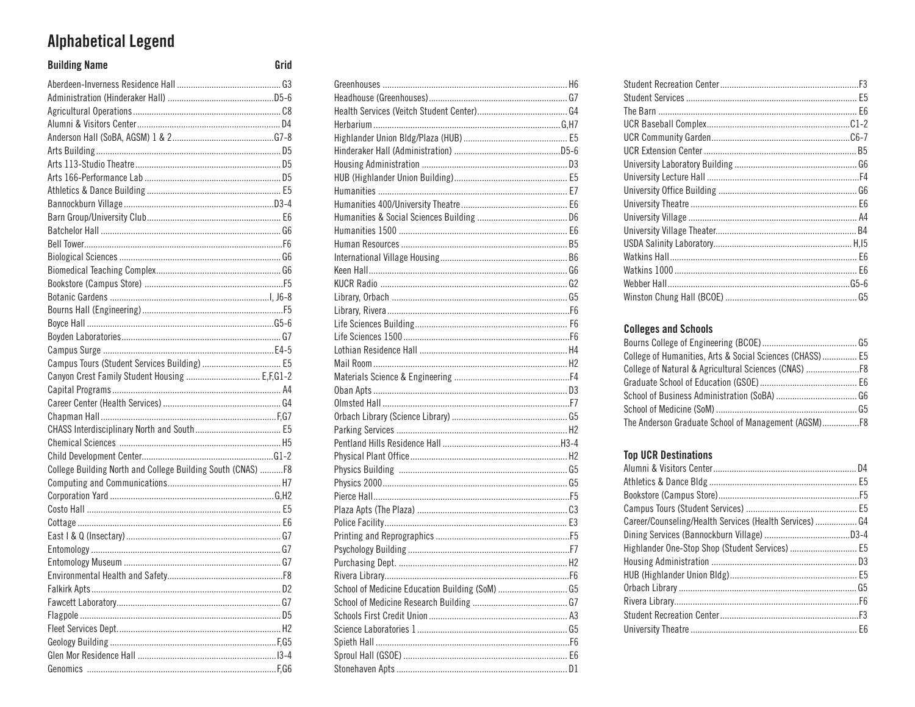## Alphabetical Legend

| Building Name | Grid |
|---|---|
| Aberdeen-Inverness Residence Hall | G3 |
| Administration (Hinderaker Hall) | D5-6 |
| Agricultural Operations | C8 |
| Alumni & Visitors Center | D4 |
| Anderson Hall (SoBA, AGSM) 1 & 2 | G7-8 |
| Arts Building | D5 |
| Arts 113-Studio Theatre | D5 |
| Arts 166-Performance Lab | D5 |
| Athletics & Dance Building | E5 |
| Bannockburn Village | D3-4 |
| Barn Group/University Club | E6 |
| Batchelor Hall | G6 |
| Bell Tower | F6 |
| Biological Sciences | G6 |
| Biomedical Teaching Complex | G6 |
| Bookstore (Campus Store) | F5 |
| Botanic Gardens | I, J6-8 |
| Bourns Hall (Engineering) | F5 |
| Boyce Hall | G5-6 |
| Boyden Laboratories | G7 |
| Campus Surge | E4-5 |
| Campus Tours (Student Services Building) | E5 |
| Canyon Crest Family Student Housing | E,F,G1-2 |
| Capital Programs | A4 |
| Career Center (Health Services) | G4 |
| Chapman Hall | F,G7 |
| CHASS Interdisciplinary North and South | E5 |
| Chemical Sciences | H5 |
| Child Development Center | G1-2 |
| College Building North and College Building South (CNAS) | F8 |
| Computing and Communications | H7 |
| Corporation Yard | G,H2 |
| Costo Hall | E5 |
| Cottage | E6 |
| East I & Q (Insectary) | G7 |
| Entomology | G7 |
| Entomology Museum | G7 |
| Environmental Health and Safety | F8 |
| Falkirk Apts | D2 |
| Fawcett Laboratory | G7 |
| Flagpole | D5 |
| Fleet Services Dept. | H2 |
| Geology Building | F,G5 |
| Glen Mor Residence Hall | I3-4 |
| Genomics | F,G6 |
| Greenhouses | H6 |
| Headhouse (Greenhouses) | G7 |
| Health Services (Veitch Student Center) | G4 |
| Herbarium | G,H7 |
| Highlander Union Bldg/Plaza (HUB) | E5 |
| Hinderaker Hall (Administration) | D5-6 |
| Housing Administration | D3 |
| HUB (Highlander Union Building) | E5 |
| Humanities | E7 |
| Humanities 400/University Theatre | E6 |
| Humanities & Social Sciences Building | D6 |
| Humanities 1500 | E6 |
| Human Resources | B5 |
| International Village Housing | B6 |
| Keen Hall | G6 |
| KUCR Radio | G2 |
| Library, Orbach | G5 |
| Library, Rivera | F6 |
| Life Sciences Building | F6 |
| Life Sciences 1500 | F6 |
| Lothian Residence Hall | H4 |
| Mail Room | H2 |
| Materials Science & Engineering | F4 |
| Oban Apts | D3 |
| Olmsted Hall | F7 |
| Orbach Library (Science Library) | G5 |
| Parking Services | H2 |
| Pentland Hills Residence Hall | H3-4 |
| Physical Plant Office | H2 |
| Physics Building | G5 |
| Physics 2000 | G5 |
| Pierce Hall | F5 |
| Plaza Apts (The Plaza) | C3 |
| Police Facility | E3 |
| Printing and Reprographics | F5 |
| Psychology Building | F7 |
| Purchasing Dept. | H2 |
| Rivera Library | F6 |
| School of Medicine Education Building (SoM) | G5 |
| School of Medicine Research Building | G7 |
| Schools First Credit Union | A3 |
| Science Laboratories 1 | G5 |
| Spieth Hall | F6 |
| Sproul Hall (GSOE) | E6 |
| Stonehaven Apts | D1 |
| Student Recreation Center | F3 |
| Student Services | E5 |
| The Barn | E6 |
| UCR Baseball Complex | C1-2 |
| UCR Community Garden | C6-7 |
| UCR Extension Center | B5 |
| University Laboratory Building | G6 |
| University Lecture Hall | F4 |
| University Office Building | G6 |
| University Theatre | E6 |
| University Village | A4 |
| University Village Theater | B4 |
| USDA Salinity Laboratory | H,I5 |
| Watkins Hall | E6 |
| Watkins 1000 | E6 |
| Webber Hall | G5-6 |
| Winston Chung Hall (BCOE) | G5 |

### Colleges and Schools

| | |
|---|---|
| Bourns College of Engineering (BCOE) | G5 |
| College of Humanities, Arts & Social Sciences (CHASS) | E5 |
| College of Natural & Agricultural Sciences (CNAS) | F8 |
| Graduate School of Education (GSOE) | E6 |
| School of Business Administration (SoBA) | G6 |
| School of Medicine (SoM) | G5 |
| The Anderson Graduate School of Management (AGSM) | F8 |

### Top UCR Destinations

| | |
|---|---|
| Alumni & Visitors Center | D4 |
| Athletics & Dance Bldg | E5 |
| Bookstore (Campus Store) | F5 |
| Campus Tours (Student Services) | E5 |
| Career/Counseling/Health Services (Health Services) | G4 |
| Dining Services (Bannockburn Village) | D3-4 |
| Highlander One-Stop Shop (Student Services) | E5 |
| Housing Administration | D3 |
| HUB (Highlander Union Bldg) | E5 |
| Orbach Library | G5 |
| Rivera Library | F6 |
| Student Recreation Center | F3 |
| University Theatre | E6 |